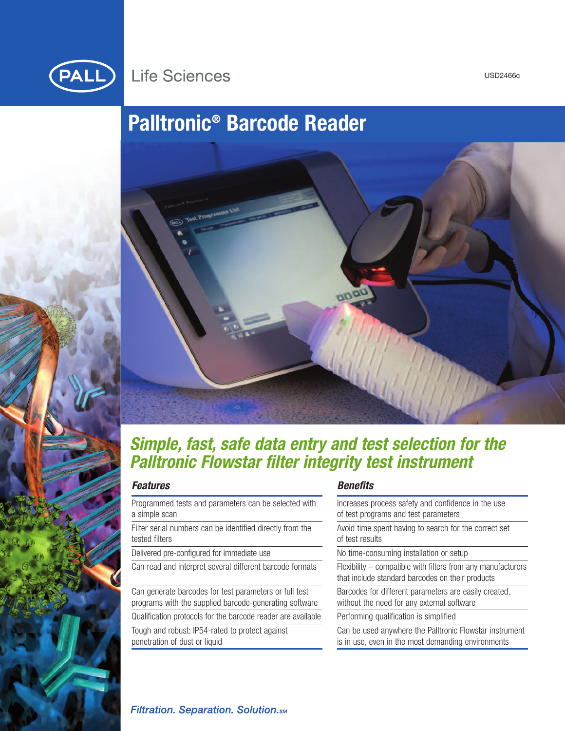Life Sciences

USD2466c

# Palltronic® Barcode Reader

## *Simple, fast, safe data entry and test selection for the Palltronic Flowstar filter integrity test instrument*

| ***Features*** | ***Benefits*** |
| --- | --- |
| Programmed tests and parameters can be selected with a simple scan | Increases process safety and confidence in the use of test programs and test parameters |
| Filter serial numbers can be identified directly from the tested filters | Avoid time spent having to search for the correct set of test results |
| Delivered pre-configured for immediate use | No time-consuming installation or setup |
| Can read and interpret several different barcode formats | Flexibility – compatible with filters from any manufacturers that include standard barcodes on their products |
| Can generate barcodes for test parameters or full test programs with the supplied barcode-generating software | Barcodes for different parameters are easily created, without the need for any external software |
| Qualification protocols for the barcode reader are available | Performing qualification is simplified |
| Tough and robust: IP54-rated to protect against penetration of dust or liquid | Can be used anywhere the Palltronic Flowstar instrument is in use, even in the most demanding environments |

*Filtration. Separation. Solution.SM*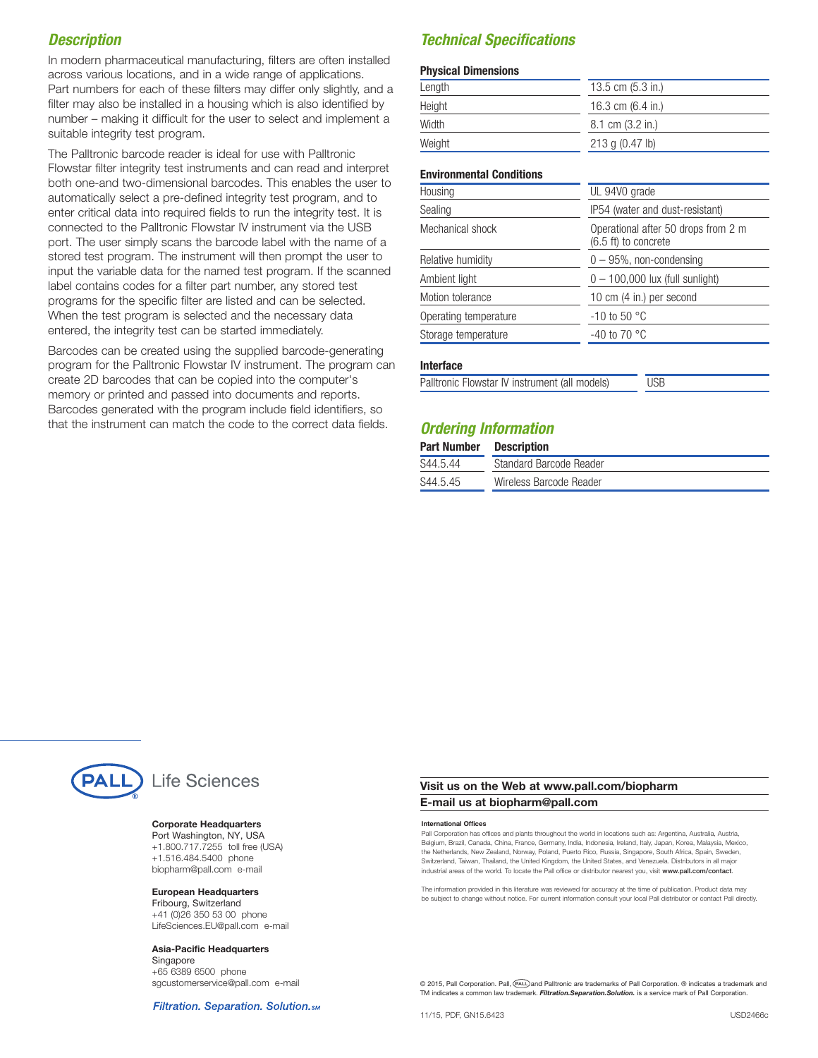## Description

In modern pharmaceutical manufacturing, filters are often installed across various locations, and in a wide range of applications. Part numbers for each of these filters may differ only slightly, and a filter may also be installed in a housing which is also identified by number – making it difficult for the user to select and implement a suitable integrity test program.

The Palltronic barcode reader is ideal for use with Palltronic Flowstar filter integrity test instruments and can read and interpret both one-and two-dimensional barcodes. This enables the user to automatically select a pre-defined integrity test program, and to enter critical data into required fields to run the integrity test. It is connected to the Palltronic Flowstar IV instrument via the USB port. The user simply scans the barcode label with the name of a stored test program. The instrument will then prompt the user to input the variable data for the named test program. If the scanned label contains codes for a filter part number, any stored test programs for the specific filter are listed and can be selected. When the test program is selected and the necessary data entered, the integrity test can be started immediately.

Barcodes can be created using the supplied barcode-generating program for the Palltronic Flowstar IV instrument. The program can create 2D barcodes that can be copied into the computer's memory or printed and passed into documents and reports. Barcodes generated with the program include field identifiers, so that the instrument can match the code to the correct data fields.

## Technical Specifications

**Physical Dimensions**

| | |
|---|---|
| Length | 13.5 cm (5.3 in.) |
| Height | 16.3 cm (6.4 in.) |
| Width | 8.1 cm (3.2 in.) |
| Weight | 213 g (0.47 lb) |

**Environmental Conditions**

| | |
|---|---|
| Housing | UL 94V0 grade |
| Sealing | IP54 (water and dust-resistant) |
| Mechanical shock | Operational after 50 drops from 2 m (6.5 ft) to concrete |
| Relative humidity | 0 – 95%, non-condensing |
| Ambient light | 0 – 100,000 lux (full sunlight) |
| Motion tolerance | 10 cm (4 in.) per second |
| Operating temperature | -10 to 50 °C |
| Storage temperature | -40 to 70 °C |

**Interface**

| | |
|---|---|
| Palltronic Flowstar IV instrument (all models) | USB |

## Ordering Information

| Part Number | Description |
|---|---|
| S44.5.44 | Standard Barcode Reader |
| S44.5.45 | Wireless Barcode Reader |

PALL Life Sciences

**Corporate Headquarters**
Port Washington, NY, USA
+1.800.717.7255 toll free (USA)
+1.516.484.5400 phone
biopharm@pall.com e-mail

**European Headquarters**
Fribourg, Switzerland
+41 (0)26 350 53 00 phone
LifeSciences.EU@pall.com e-mail

**Asia-Pacific Headquarters**
Singapore
+65 6389 6500 phone
sgcustomerservice@pall.com e-mail

*Filtration. Separation. Solution.SM*

**Visit us on the Web at www.pall.com/biopharm**
**E-mail us at biopharm@pall.com**

**International Offices**
Pall Corporation has offices and plants throughout the world in locations such as: Argentina, Australia, Austria, Belgium, Brazil, Canada, China, France, Germany, India, Indonesia, Ireland, Italy, Japan, Korea, Malaysia, Mexico, the Netherlands, New Zealand, Norway, Poland, Puerto Rico, Russia, Singapore, South Africa, Spain, Sweden, Switzerland, Taiwan, Thailand, the United Kingdom, the United States, and Venezuela. Distributors in all major industrial areas of the world. To locate the Pall office or distributor nearest you, visit **www.pall.com/contact**.

The information provided in this literature was reviewed for accuracy at the time of publication. Product data may be subject to change without notice. For current information consult your local Pall distributor or contact Pall directly.

© 2015, Pall Corporation. Pall, (PALL) and Palltronic are trademarks of Pall Corporation. ® indicates a trademark and TM indicates a common law trademark. ***Filtration.Separation.Solution.*** is a service mark of Pall Corporation.

11/15, PDF, GN15.6423 USD2466c